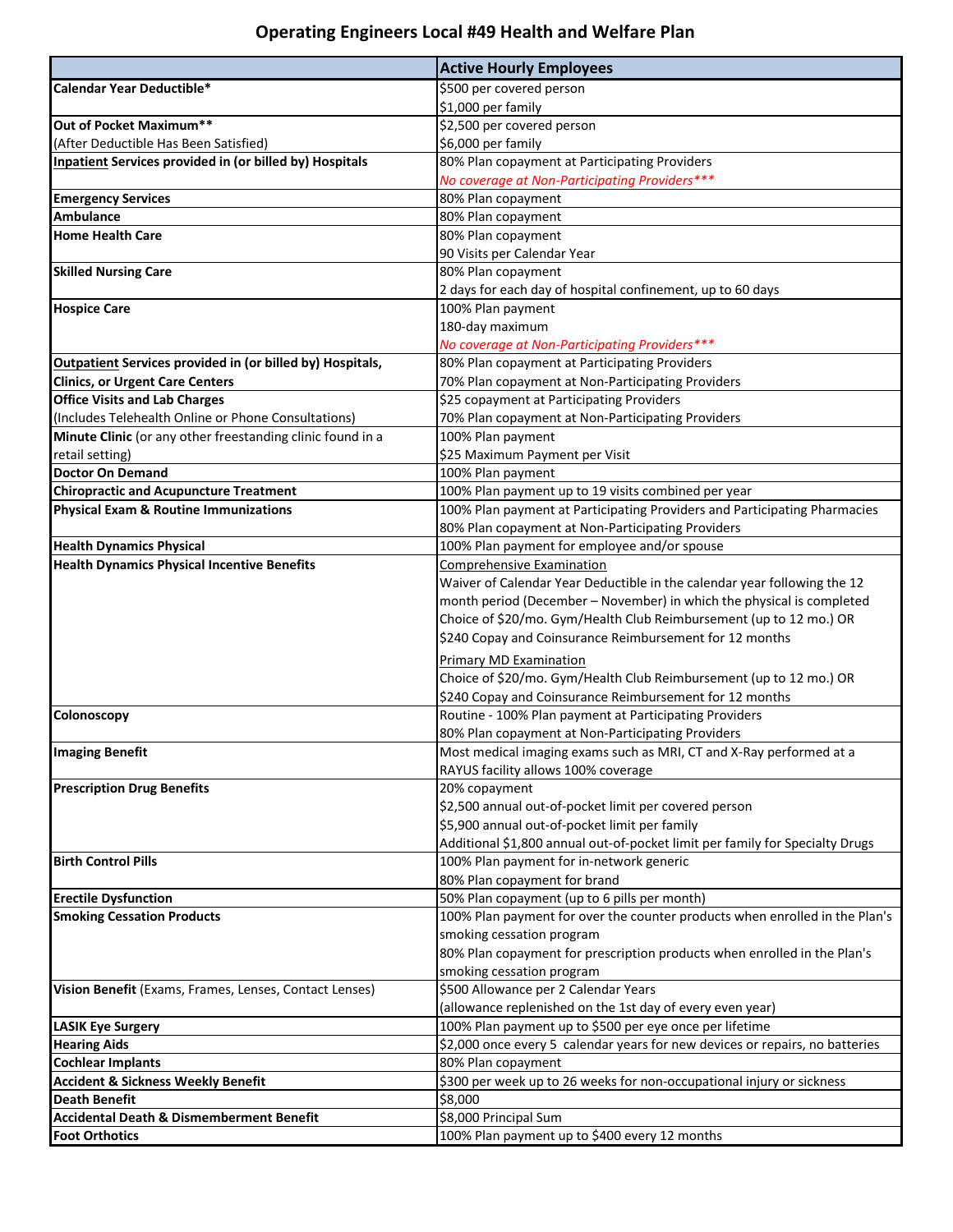# Operating Engineers Local #49 Health and Welfare Plan

| | Active Hourly Employees |
|---|---|
| **Calendar Year Deductible*** | $500 per covered person<br>$1,000 per family |
| **Out of Pocket Maximum****<br>(After Deductible Has Been Satisfied) | $2,500 per covered person<br>$6,000 per family |
| **Inpatient Services provided in (or billed by) Hospitals** | 80% Plan copayment at Participating Providers<br>*No coverage at Non-Participating Providers**** |
| **Emergency Services** | 80% Plan copayment |
| **Ambulance** | 80% Plan copayment |
| **Home Health Care** | 80% Plan copayment<br>90 Visits per Calendar Year |
| **Skilled Nursing Care** | 80% Plan copayment<br>2 days for each day of hospital confinement, up to 60 days |
| **Hospice Care** | 100% Plan payment<br>180-day maximum<br>*No coverage at Non-Participating Providers**** |
| **Outpatient Services provided in (or billed by) Hospitals, Clinics, or Urgent Care Centers** | 80% Plan copayment at Participating Providers<br>70% Plan copayment at Non-Participating Providers |
| **Office Visits and Lab Charges**<br>(Includes Telehealth Online or Phone Consultations) | $25 copayment at Participating Providers<br>70% Plan copayment at Non-Participating Providers |
| **Minute Clinic** (or any other freestanding clinic found in a retail setting) | 100% Plan payment<br>$25 Maximum Payment per Visit |
| **Doctor On Demand** | 100% Plan payment |
| **Chiropractic and Acupuncture Treatment** | 100% Plan payment up to 19 visits combined per year |
| **Physical Exam & Routine Immunizations** | 100% Plan payment at Participating Providers and Participating Pharmacies<br>80% Plan copayment at Non-Participating Providers |
| **Health Dynamics Physical** | 100% Plan payment for employee and/or spouse |
| **Health Dynamics Physical Incentive Benefits** | Comprehensive Examination<br>Waiver of Calendar Year Deductible in the calendar year following the 12 month period (December – November) in which the physical is completed<br>Choice of $20/mo. Gym/Health Club Reimbursement (up to 12 mo.) OR<br>$240 Copay and Coinsurance Reimbursement for 12 months<br>Primary MD Examination<br>Choice of $20/mo. Gym/Health Club Reimbursement (up to 12 mo.) OR<br>$240 Copay and Coinsurance Reimbursement for 12 months |
| **Colonoscopy** | Routine - 100% Plan payment at Participating Providers<br>80% Plan copayment at Non-Participating Providers |
| **Imaging Benefit** | Most medical imaging exams such as MRI, CT and X-Ray performed at a RAYUS facility allows 100% coverage |
| **Prescription Drug Benefits** | 20% copayment<br>$2,500 annual out-of-pocket limit per covered person<br>$5,900 annual out-of-pocket limit per family<br>Additional $1,800 annual out-of-pocket limit per family for Specialty Drugs |
| **Birth Control Pills** | 100% Plan payment for in-network generic<br>80% Plan copayment for brand |
| **Erectile Dysfunction** | 50% Plan copayment (up to 6 pills per month) |
| **Smoking Cessation Products** | 100% Plan payment for over the counter products when enrolled in the Plan's smoking cessation program<br>80% Plan copayment for prescription products when enrolled in the Plan's smoking cessation program |
| **Vision Benefit** (Exams, Frames, Lenses, Contact Lenses) | $500 Allowance per 2 Calendar Years<br>(allowance replenished on the 1st day of every even year) |
| **LASIK Eye Surgery** | 100% Plan payment up to $500 per eye once per lifetime |
| **Hearing Aids** | $2,000 once every 5 calendar years for new devices or repairs, no batteries |
| **Cochlear Implants** | 80% Plan copayment |
| **Accident & Sickness Weekly Benefit** | $300 per week up to 26 weeks for non-occupational injury or sickness |
| **Death Benefit** | $8,000 |
| **Accidental Death & Dismemberment Benefit** | $8,000 Principal Sum |
| **Foot Orthotics** | 100% Plan payment up to $400 every 12 months |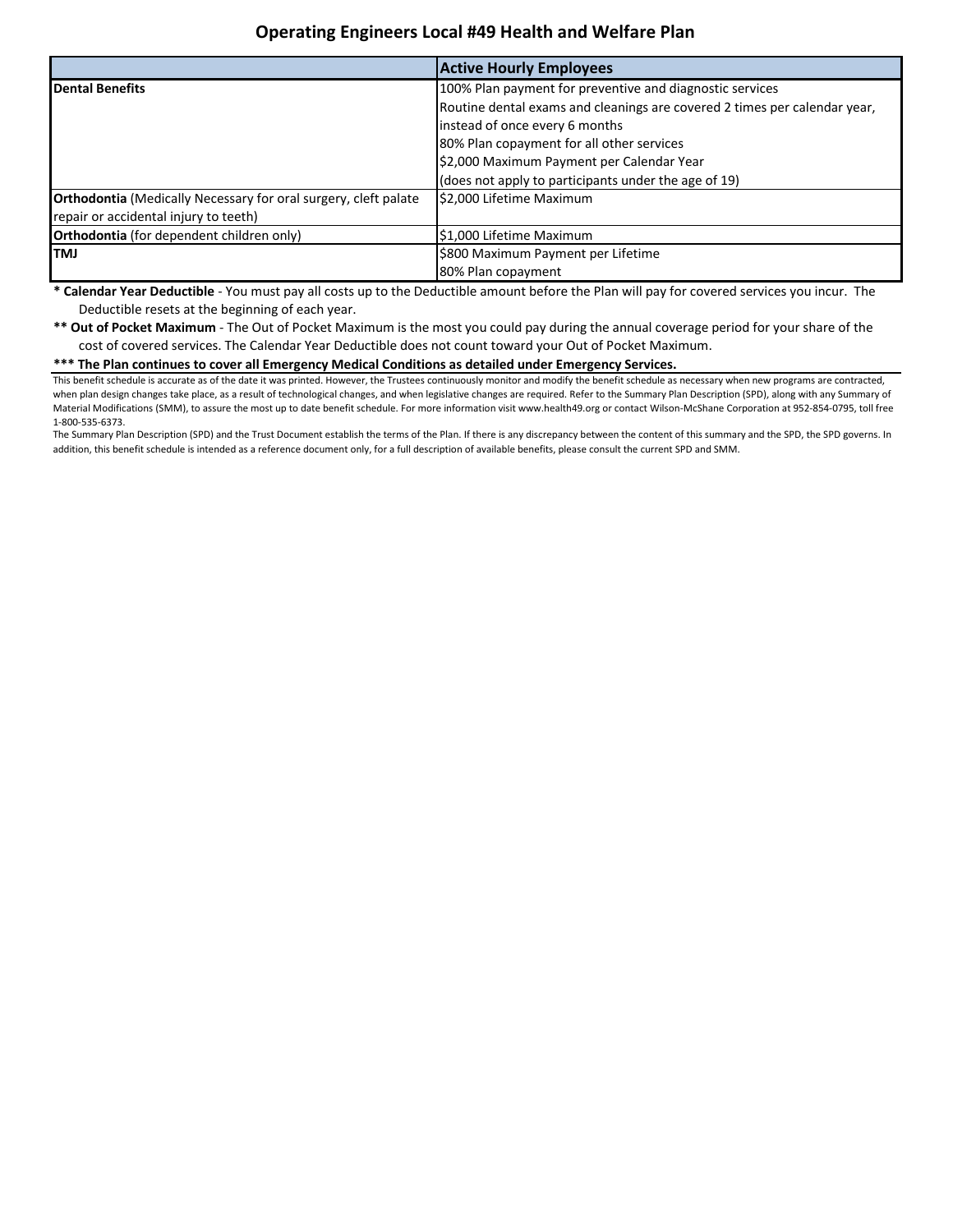## Operating Engineers Local #49 Health and Welfare Plan

| | Active Hourly Employees |
|---|---|
| **Dental Benefits** | 100% Plan payment for preventive and diagnostic services<br>Routine dental exams and cleanings are covered 2 times per calendar year, instead of once every 6 months<br>80% Plan copayment for all other services<br>$2,000 Maximum Payment per Calendar Year<br>(does not apply to participants under the age of 19) |
| **Orthodontia** (Medically Necessary for oral surgery, cleft palate repair or accidental injury to teeth) | $2,000 Lifetime Maximum |
| **Orthodontia** (for dependent children only) | $1,000 Lifetime Maximum |
| **TMJ** | $800 Maximum Payment per Lifetime<br>80% Plan copayment |

**\* Calendar Year Deductible** - You must pay all costs up to the Deductible amount before the Plan will pay for covered services you incur. The Deductible resets at the beginning of each year.

**\*\* Out of Pocket Maximum** - The Out of Pocket Maximum is the most you could pay during the annual coverage period for your share of the cost of covered services. The Calendar Year Deductible does not count toward your Out of Pocket Maximum.

**\*\*\* The Plan continues to cover all Emergency Medical Conditions as detailed under Emergency Services.**

This benefit schedule is accurate as of the date it was printed. However, the Trustees continuously monitor and modify the benefit schedule as necessary when new programs are contracted, when plan design changes take place, as a result of technological changes, and when legislative changes are required. Refer to the Summary Plan Description (SPD), along with any Summary of Material Modifications (SMM), to assure the most up to date benefit schedule. For more information visit www.health49.org or contact Wilson-McShane Corporation at 952-854-0795, toll free 1-800-535-6373.

The Summary Plan Description (SPD) and the Trust Document establish the terms of the Plan. If there is any discrepancy between the content of this summary and the SPD, the SPD governs. In addition, this benefit schedule is intended as a reference document only, for a full description of available benefits, please consult the current SPD and SMM.